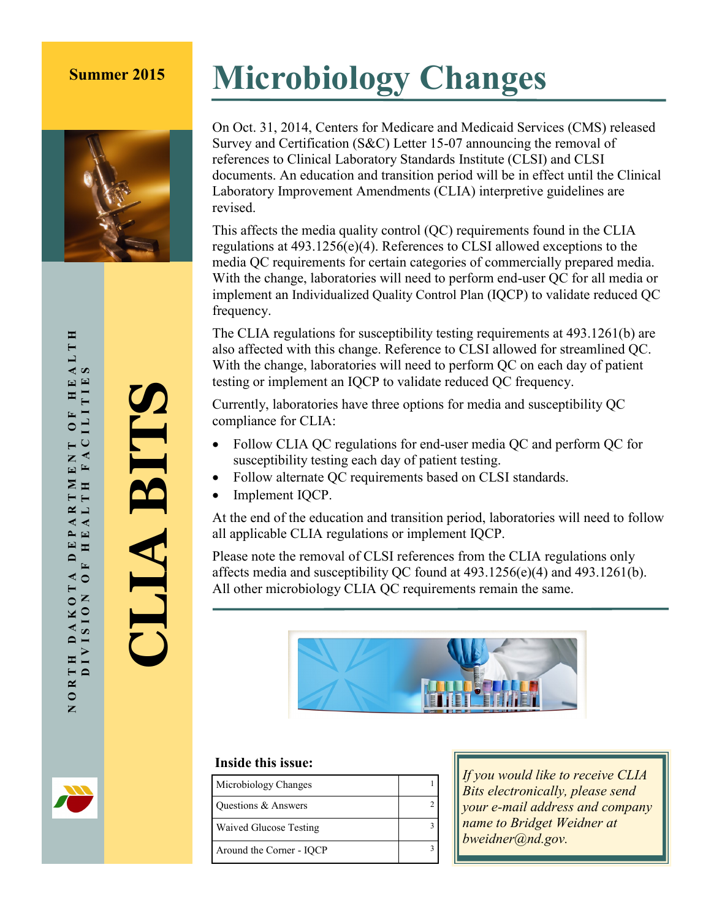Summer 2015

NORTH DAKOTA DEPARTMENT OF HEALTH
DIVISION OF HEALTH FACILITIES

# CLIA BITS

# Microbiology Changes

On Oct. 31, 2014, Centers for Medicare and Medicaid Services (CMS) released Survey and Certification (S&C) Letter 15-07 announcing the removal of references to Clinical Laboratory Standards Institute (CLSI) and CLSI documents. An education and transition period will be in effect until the Clinical Laboratory Improvement Amendments (CLIA) interpretive guidelines are revised.

This affects the media quality control (QC) requirements found in the CLIA regulations at 493.1256(e)(4). References to CLSI allowed exceptions to the media QC requirements for certain categories of commercially prepared media. With the change, laboratories will need to perform end-user QC for all media or implement an Individualized Quality Control Plan (IQCP) to validate reduced QC frequency.

The CLIA regulations for susceptibility testing requirements at 493.1261(b) are also affected with this change. Reference to CLSI allowed for streamlined QC. With the change, laboratories will need to perform QC on each day of patient testing or implement an IQCP to validate reduced QC frequency.

Currently, laboratories have three options for media and susceptibility QC compliance for CLIA:

- Follow CLIA QC regulations for end-user media QC and perform QC for susceptibility testing each day of patient testing.
- Follow alternate QC requirements based on CLSI standards.
- Implement IQCP.

At the end of the education and transition period, laboratories will need to follow all applicable CLIA regulations or implement IQCP.

Please note the removal of CLSI references from the CLIA regulations only affects media and susceptibility QC found at 493.1256(e)(4) and 493.1261(b). All other microbiology CLIA QC requirements remain the same.

**Inside this issue:**

| Section | Page |
|---|---|
| Microbiology Changes | 1 |
| Questions & Answers | 2 |
| Waived Glucose Testing | 3 |
| Around the Corner - IQCP | 3 |

*If you would like to receive CLIA Bits electronically, please send your e-mail address and company name to Bridget Weidner at bweidner@nd.gov.*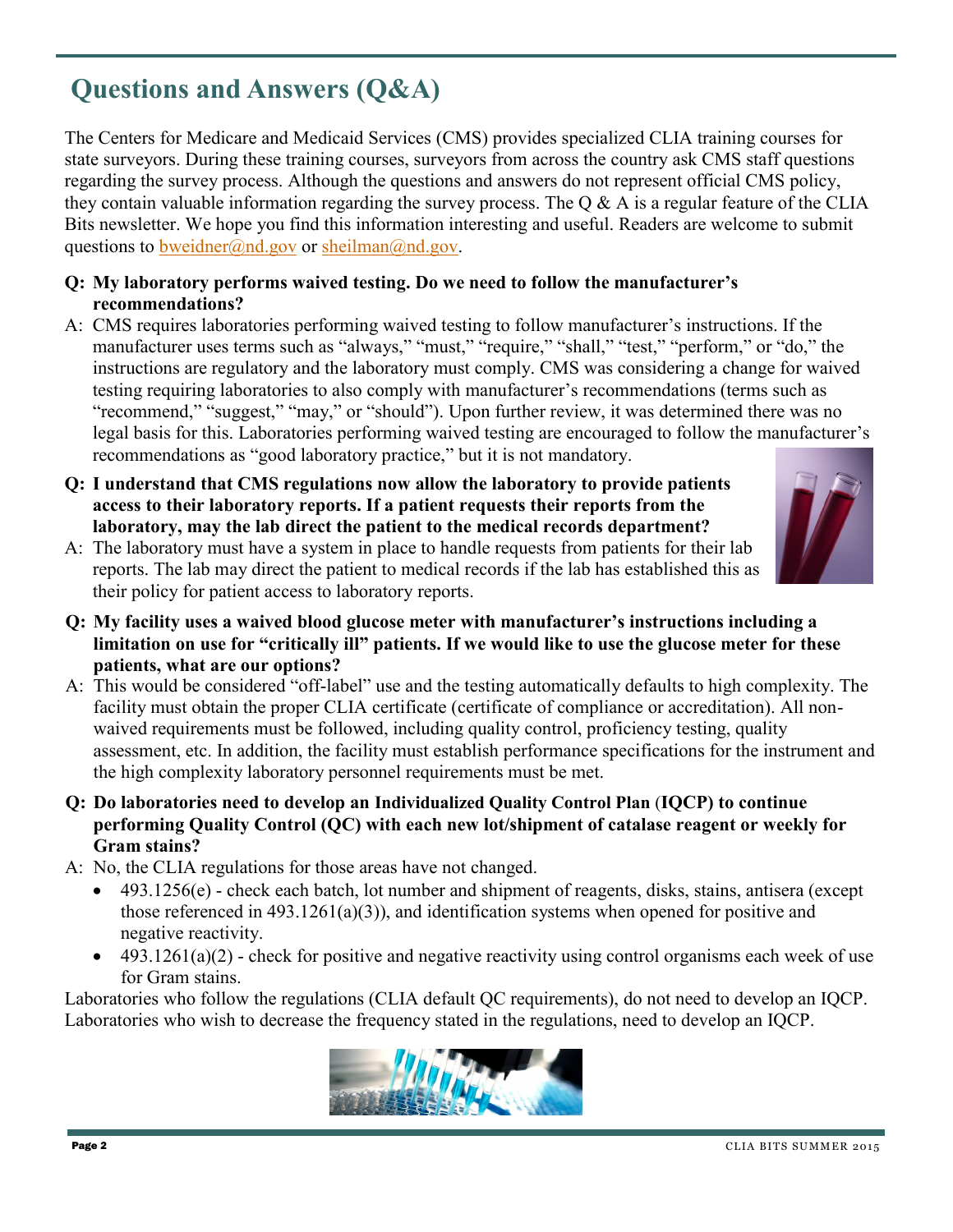# Questions and Answers (Q&A)

The Centers for Medicare and Medicaid Services (CMS) provides specialized CLIA training courses for state surveyors. During these training courses, surveyors from across the country ask CMS staff questions regarding the survey process. Although the questions and answers do not represent official CMS policy, they contain valuable information regarding the survey process. The Q & A is a regular feature of the CLIA Bits newsletter. We hope you find this information interesting and useful. Readers are welcome to submit questions to bweidner@nd.gov or sheilman@nd.gov.

**Q: My laboratory performs waived testing. Do we need to follow the manufacturer's recommendations?**

A: CMS requires laboratories performing waived testing to follow manufacturer's instructions. If the manufacturer uses terms such as "always," "must," "require," "shall," "test," "perform," or "do," the instructions are regulatory and the laboratory must comply. CMS was considering a change for waived testing requiring laboratories to also comply with manufacturer's recommendations (terms such as "recommend," "suggest," "may," or "should"). Upon further review, it was determined there was no legal basis for this. Laboratories performing waived testing are encouraged to follow the manufacturer's recommendations as "good laboratory practice," but it is not mandatory.

**Q: I understand that CMS regulations now allow the laboratory to provide patients access to their laboratory reports. If a patient requests their reports from the laboratory, may the lab direct the patient to the medical records department?**

A: The laboratory must have a system in place to handle requests from patients for their lab reports. The lab may direct the patient to medical records if the lab has established this as their policy for patient access to laboratory reports.

**Q: My facility uses a waived blood glucose meter with manufacturer's instructions including a limitation on use for "critically ill" patients. If we would like to use the glucose meter for these patients, what are our options?**

A: This would be considered "off-label" use and the testing automatically defaults to high complexity. The facility must obtain the proper CLIA certificate (certificate of compliance or accreditation). All non-waived requirements must be followed, including quality control, proficiency testing, quality assessment, etc. In addition, the facility must establish performance specifications for the instrument and the high complexity laboratory personnel requirements must be met.

**Q: Do laboratories need to develop an Individualized Quality Control Plan (IQCP) to continue performing Quality Control (QC) with each new lot/shipment of catalase reagent or weekly for Gram stains?**

A: No, the CLIA regulations for those areas have not changed.

- 493.1256(e) - check each batch, lot number and shipment of reagents, disks, stains, antisera (except those referenced in 493.1261(a)(3)), and identification systems when opened for positive and negative reactivity.
- 493.1261(a)(2) - check for positive and negative reactivity using control organisms each week of use for Gram stains.

Laboratories who follow the regulations (CLIA default QC requirements), do not need to develop an IQCP. Laboratories who wish to decrease the frequency stated in the regulations, need to develop an IQCP.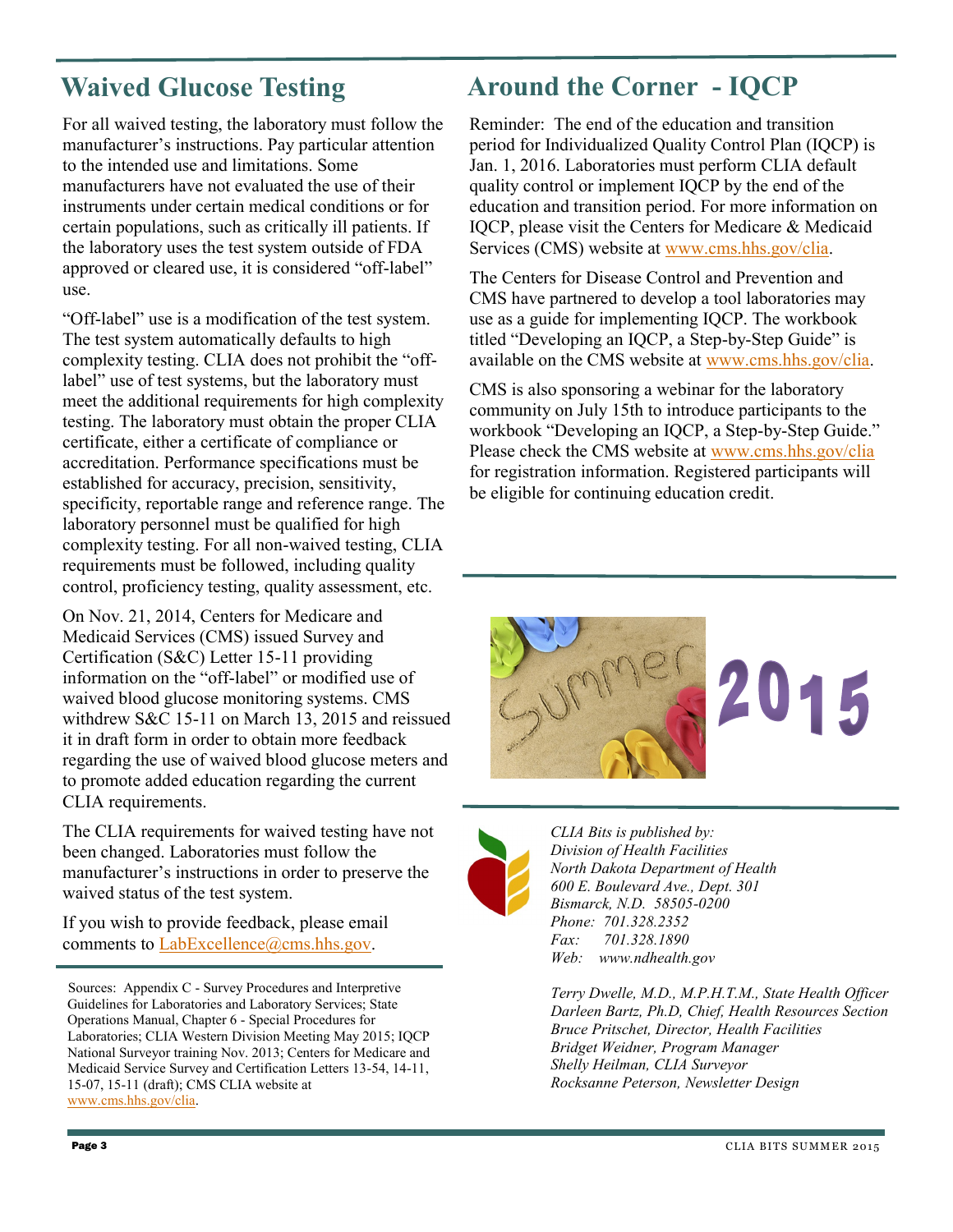## Waived Glucose Testing

For all waived testing, the laboratory must follow the manufacturer's instructions. Pay particular attention to the intended use and limitations. Some manufacturers have not evaluated the use of their instruments under certain medical conditions or for certain populations, such as critically ill patients. If the laboratory uses the test system outside of FDA approved or cleared use, it is considered "off-label" use.

"Off-label" use is a modification of the test system. The test system automatically defaults to high complexity testing. CLIA does not prohibit the "off-label" use of test systems, but the laboratory must meet the additional requirements for high complexity testing. The laboratory must obtain the proper CLIA certificate, either a certificate of compliance or accreditation. Performance specifications must be established for accuracy, precision, sensitivity, specificity, reportable range and reference range. The laboratory personnel must be qualified for high complexity testing. For all non-waived testing, CLIA requirements must be followed, including quality control, proficiency testing, quality assessment, etc.

On Nov. 21, 2014, Centers for Medicare and Medicaid Services (CMS) issued Survey and Certification (S&C) Letter 15-11 providing information on the "off-label" or modified use of waived blood glucose monitoring systems. CMS withdrew S&C 15-11 on March 13, 2015 and reissued it in draft form in order to obtain more feedback regarding the use of waived blood glucose meters and to promote added education regarding the current CLIA requirements.

The CLIA requirements for waived testing have not been changed. Laboratories must follow the manufacturer's instructions in order to preserve the waived status of the test system.

If you wish to provide feedback, please email comments to LabExcellence@cms.hhs.gov.

Sources: Appendix C - Survey Procedures and Interpretive Guidelines for Laboratories and Laboratory Services; State Operations Manual, Chapter 6 - Special Procedures for Laboratories; CLIA Western Division Meeting May 2015; IQCP National Surveyor training Nov. 2013; Centers for Medicare and Medicaid Service Survey and Certification Letters 13-54, 14-11, 15-07, 15-11 (draft); CMS CLIA website at www.cms.hhs.gov/clia.

## Around the Corner - IQCP

Reminder: The end of the education and transition period for Individualized Quality Control Plan (IQCP) is Jan. 1, 2016. Laboratories must perform CLIA default quality control or implement IQCP by the end of the education and transition period. For more information on IQCP, please visit the Centers for Medicare & Medicaid Services (CMS) website at www.cms.hhs.gov/clia.

The Centers for Disease Control and Prevention and CMS have partnered to develop a tool laboratories may use as a guide for implementing IQCP. The workbook titled "Developing an IQCP, a Step-by-Step Guide" is available on the CMS website at www.cms.hhs.gov/clia.

CMS is also sponsoring a webinar for the laboratory community on July 15th to introduce participants to the workbook "Developing an IQCP, a Step-by-Step Guide." Please check the CMS website at www.cms.hhs.gov/clia for registration information. Registered participants will be eligible for continuing education credit.

Summer 2015

*CLIA Bits is published by:*
*Division of Health Facilities*
*North Dakota Department of Health*
*600 E. Boulevard Ave., Dept. 301*
*Bismarck, N.D. 58505-0200*
*Phone: 701.328.2352*
*Fax: 701.328.1890*
*Web: www.ndhealth.gov*

*Terry Dwelle, M.D., M.P.H.T.M., State Health Officer*
*Darleen Bartz, Ph.D, Chief, Health Resources Section*
*Bruce Pritschet, Director, Health Facilities*
*Bridget Weidner, Program Manager*
*Shelly Heilman, CLIA Surveyor*
*Rocksanne Peterson, Newsletter Design*